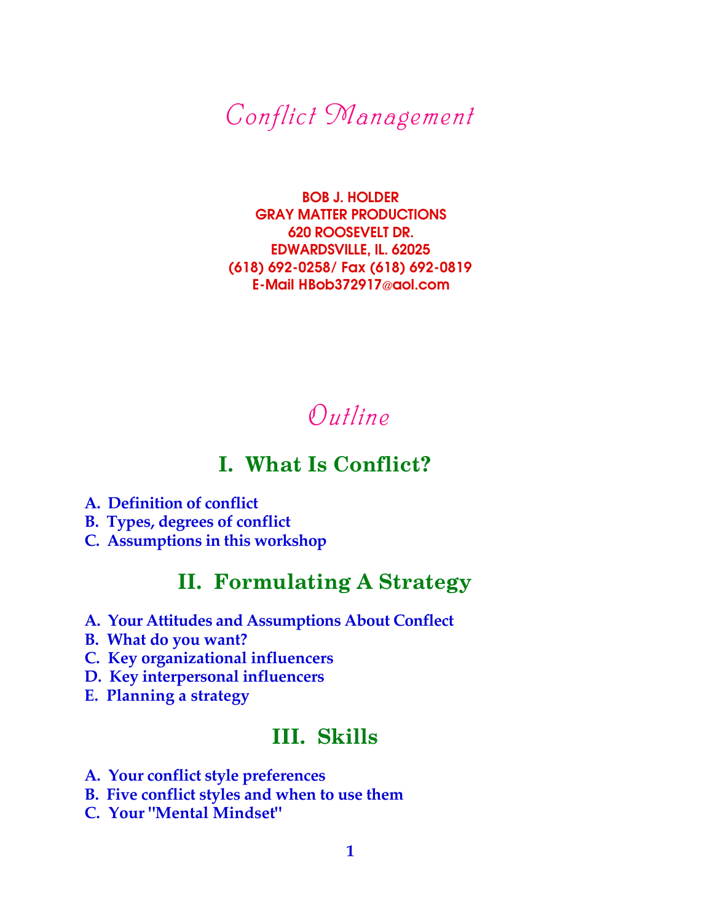# Conflict Management

**BOB J. HOLDER**
**GRAY MATTER PRODUCTIONS**
**620 ROOSEVELT DR.**
**EDWARDSVILLE, IL. 62025**
**(618) 692-0258/ Fax (618) 692-0819**
**E-Mail HBob372917@aol.com**

# Outline

## I. What Is Conflict?

**A. Definition of conflict**
**B. Types, degrees of conflict**
**C. Assumptions in this workshop**

## II. Formulating A Strategy

**A. Your Attitudes and Assumptions About Conflect**
**B. What do you want?**
**C. Key organizational influencers**
**D. Key interpersonal influencers**
**E. Planning a strategy**

## III. Skills

**A. Your conflict style preferences**
**B. Five conflict styles and when to use them**
**C. Your "Mental Mindset"**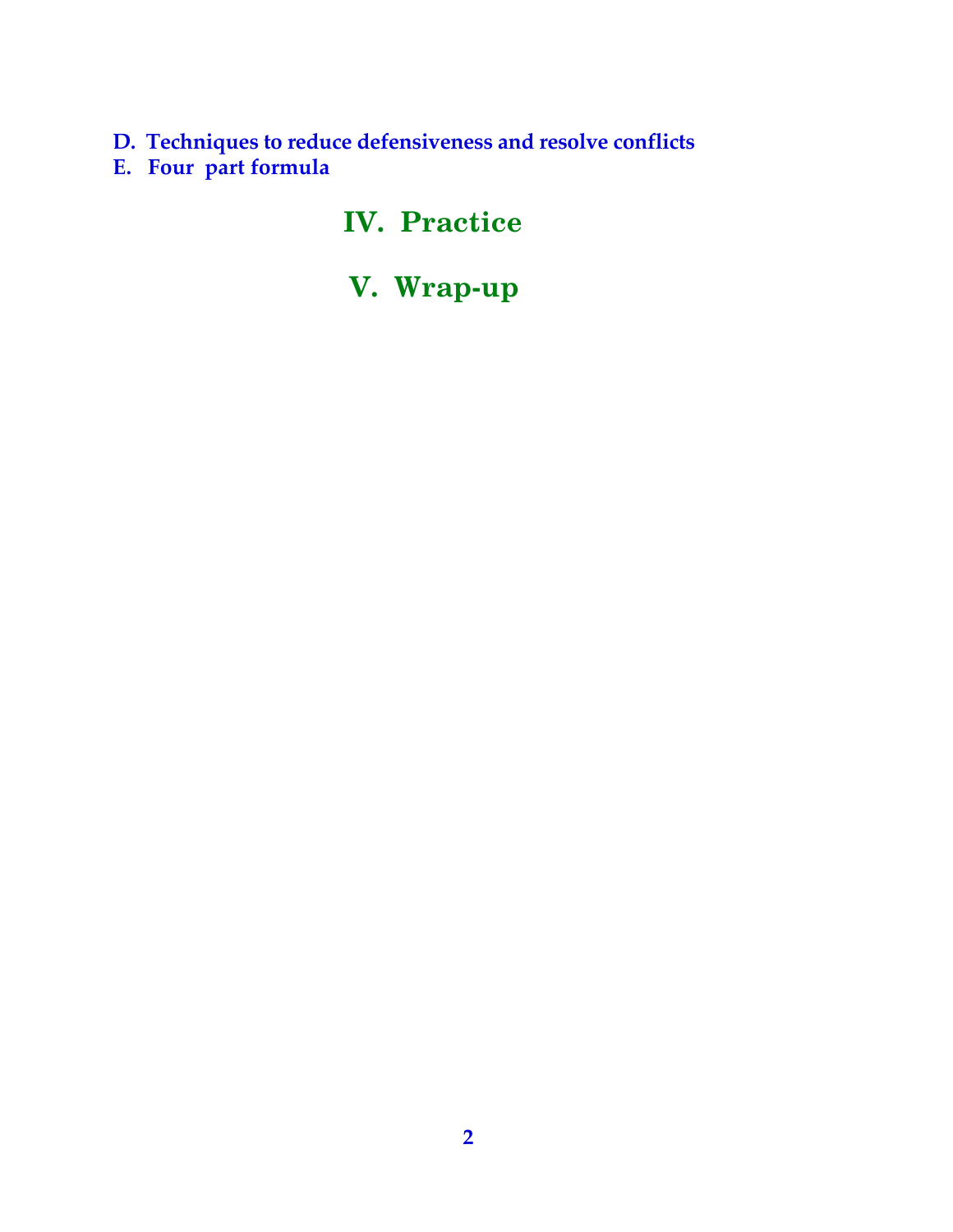D. Techniques to reduce defensiveness and resolve conflicts
E. Four part formula

## IV. Practice

## V. Wrap-up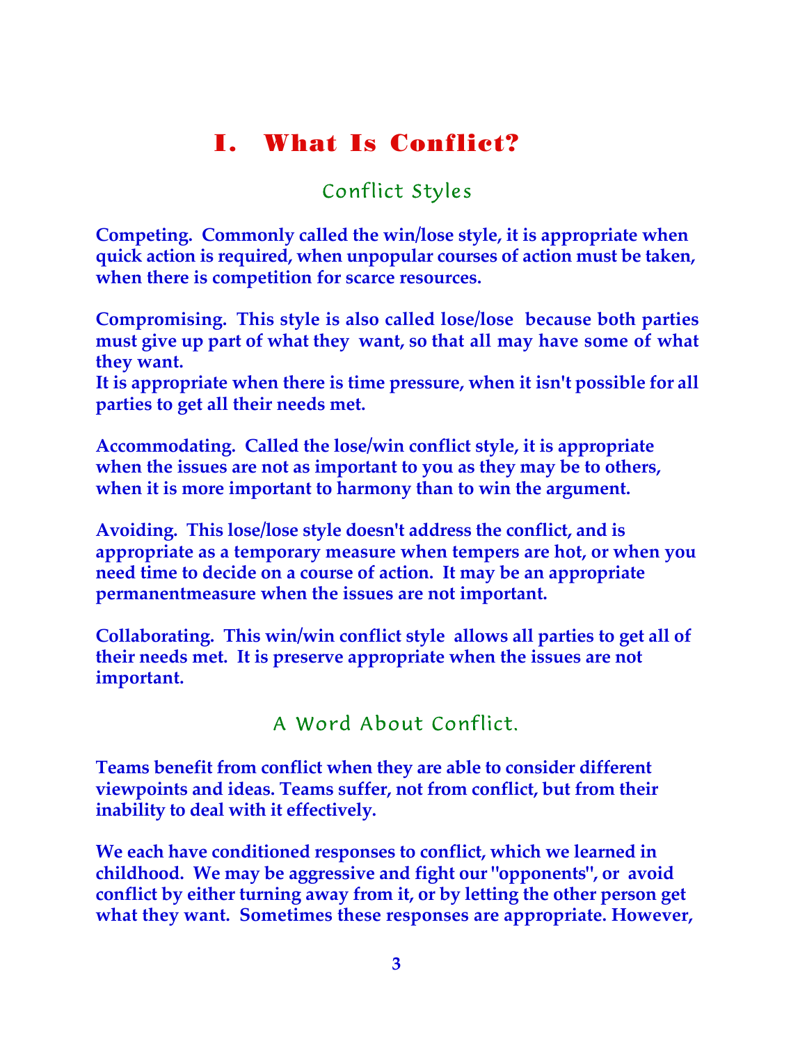# I. What Is Conflict?

## Conflict Styles

**Competing. Commonly called the win/lose style, it is appropriate when quick action is required, when unpopular courses of action must be taken, when there is competition for scarce resources.**

**Compromising. This style is also called lose/lose because both parties must give up part of what they want, so that all may have some of what they want.**
**It is appropriate when there is time pressure, when it isn't possible for all parties to get all their needs met.**

**Accommodating. Called the lose/win conflict style, it is appropriate when the issues are not as important to you as they may be to others, when it is more important to harmony than to win the argument.**

**Avoiding. This lose/lose style doesn't address the conflict, and is appropriate as a temporary measure when tempers are hot, or when you need time to decide on a course of action. It may be an appropriate permanentmeasure when the issues are not important.**

**Collaborating. This win/win conflict style allows all parties to get all of their needs met. It is preserve appropriate when the issues are not important.**

## A Word About Conflict.

**Teams benefit from conflict when they are able to consider different viewpoints and ideas. Teams suffer, not from conflict, but from their inability to deal with it effectively.**

**We each have conditioned responses to conflict, which we learned in childhood. We may be aggressive and fight our "opponents", or avoid conflict by either turning away from it, or by letting the other person get what they want. Sometimes these responses are appropriate. However,**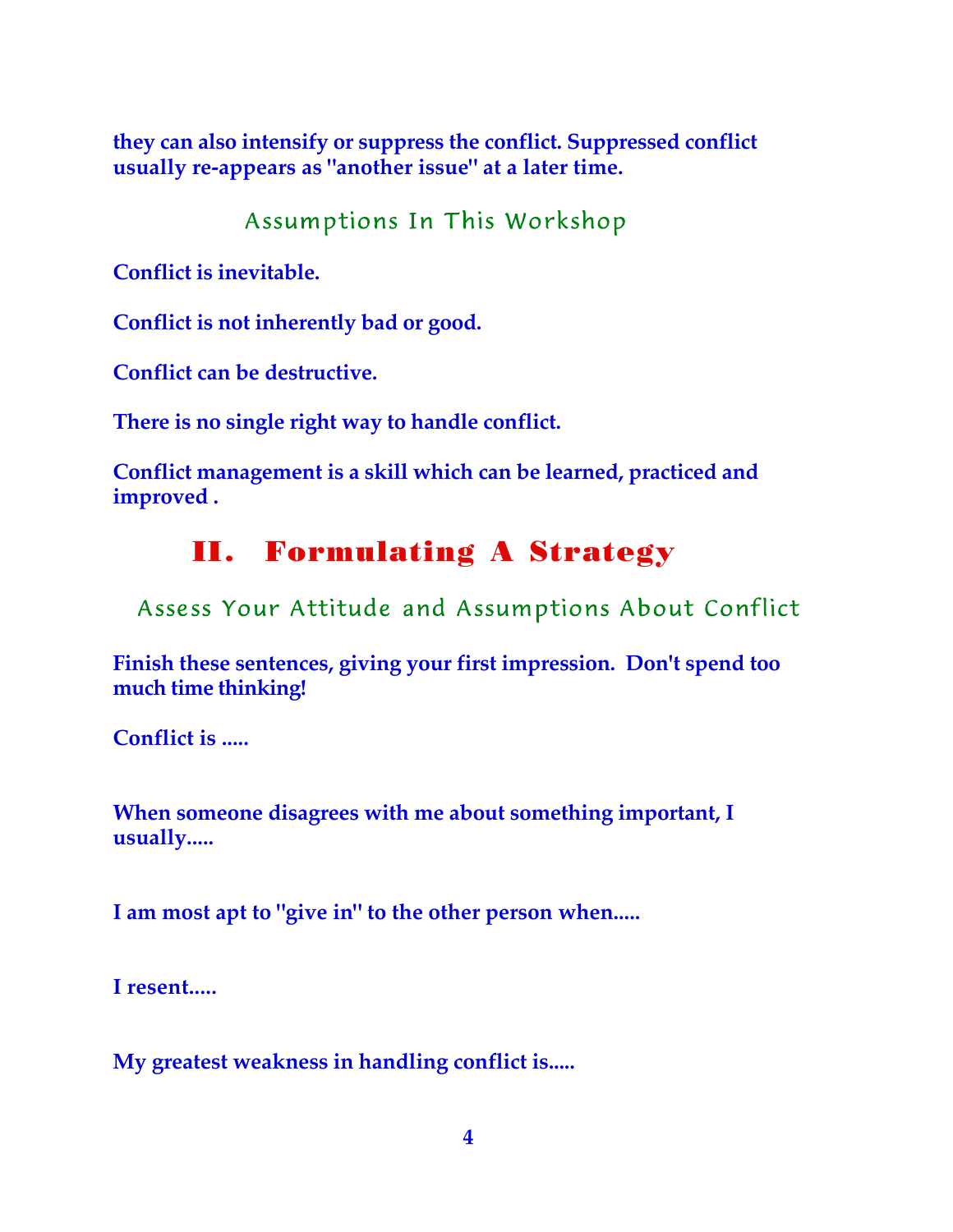**they can also intensify or suppress the conflict. Suppressed conflict usually re-appears as "another issue" at a later time.**

### Assumptions In This Workshop

**Conflict is inevitable.**

**Conflict is not inherently bad or good.**

**Conflict can be destructive.**

**There is no single right way to handle conflict.**

**Conflict management is a skill which can be learned, practiced and improved .**

## II. Formulating A Strategy

### Assess Your Attitude and Assumptions About Conflict

**Finish these sentences, giving your first impression. Don't spend too much time thinking!**

**Conflict is .....**

**When someone disagrees with me about something important, I usually.....**

**I am most apt to "give in" to the other person when.....**

**I resent.....**

**My greatest weakness in handling conflict is.....**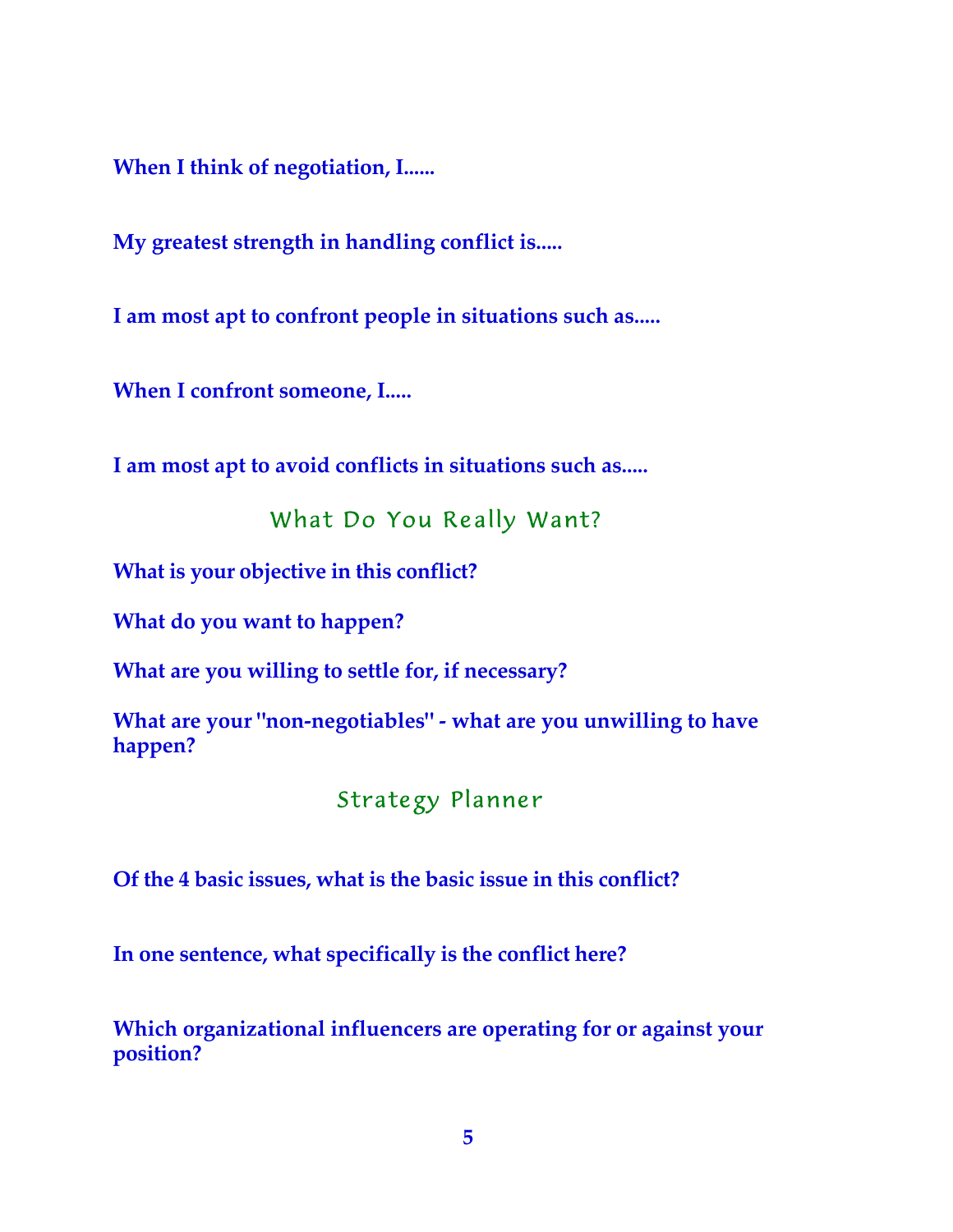**When I think of negotiation, I......**

**My greatest strength in handling conflict is.....**

**I am most apt to confront people in situations such as.....**

**When I confront someone, I.....**

**I am most apt to avoid conflicts in situations such as.....**

## What Do You Really Want?

**What is your objective in this conflict?**

**What do you want to happen?**

**What are you willing to settle for, if necessary?**

**What are your "non-negotiables" - what are you unwilling to have happen?**

## Strategy Planner

**Of the 4 basic issues, what is the basic issue in this conflict?**

**In one sentence, what specifically is the conflict here?**

**Which organizational influencers are operating for or against your position?**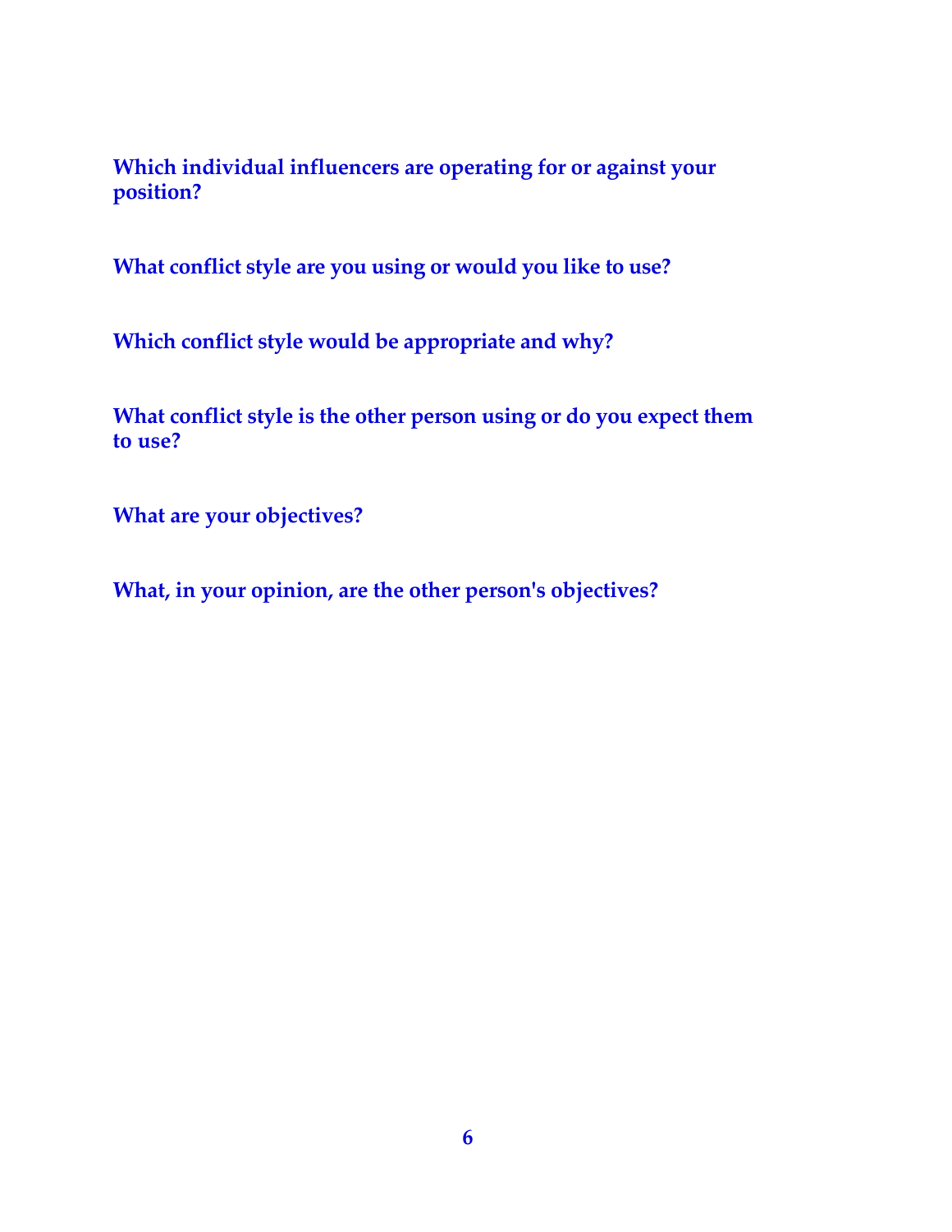**Which individual influencers are operating for or against your position?**

**What conflict style are you using or would you like to use?**

**Which conflict style would be appropriate and why?**

**What conflict style is the other person using or do you expect them to use?**

**What are your objectives?**

**What, in your opinion, are the other person's objectives?**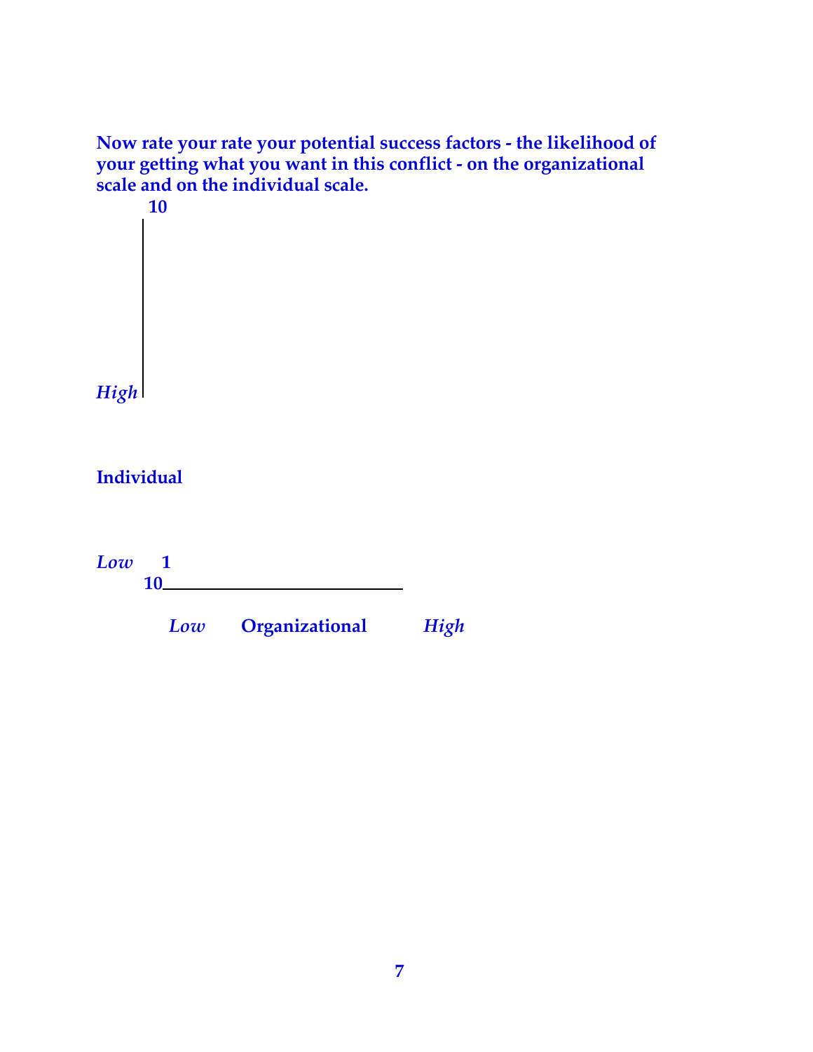**Now rate your rate your potential success factors - the likelihood of your getting what you want in this conflict - on the organizational scale and on the individual scale.**

**10**

*High*

**Individual**

*Low* **1**

**10**

*Low* **Organizational** *High*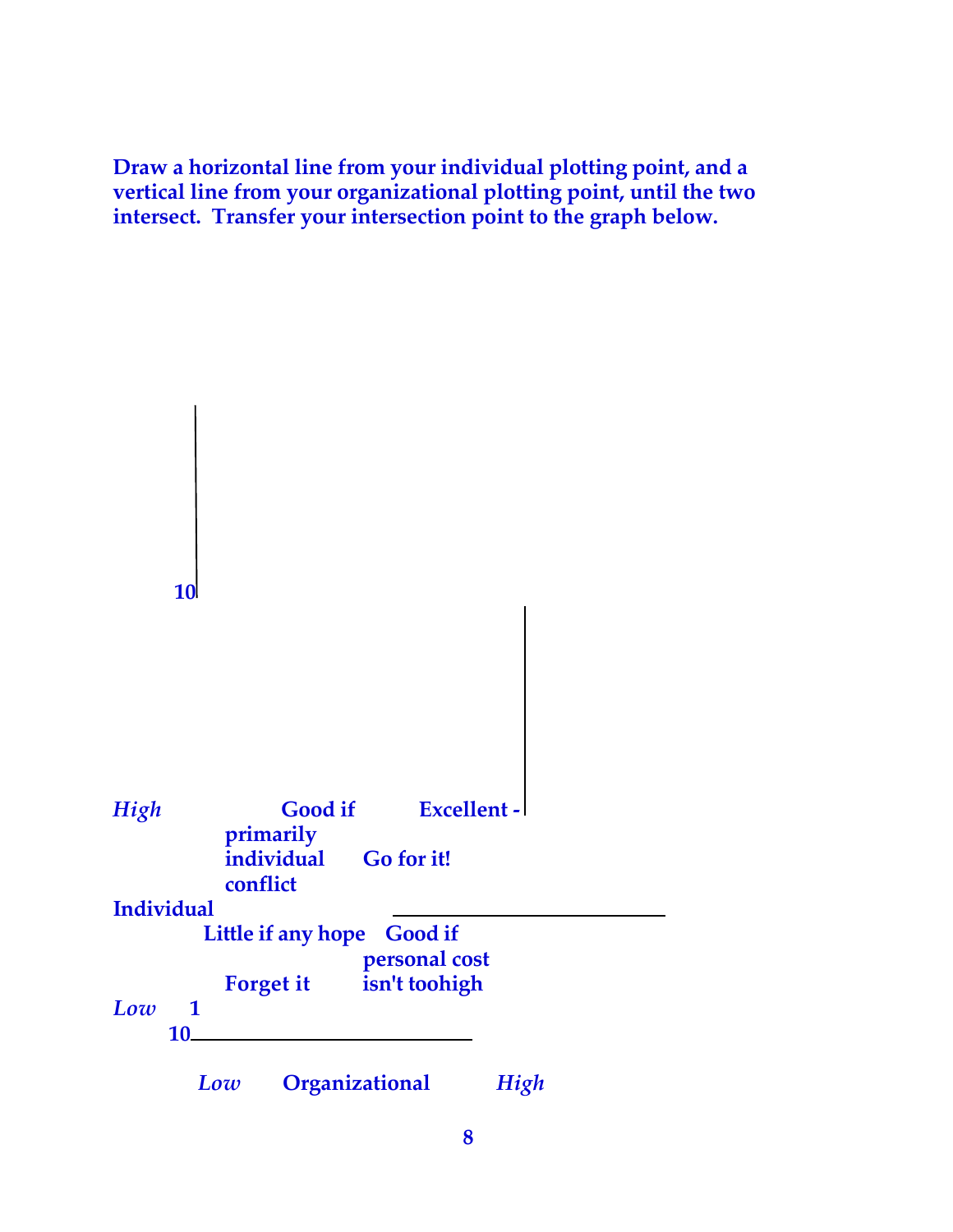**Draw a horizontal line from your individual plotting point, and a vertical line from your organizational plotting point, until the two intersect. Transfer your intersection point to the graph below.**

10

| | | |
|---|---|---|
| *High* | **Good if primarily individual conflict** | **Excellent - Go for it!** |
| **Individual** | | |
| | **Little if any hope** **Forget it** | **Good if personal cost isn't toohigh** |
| *Low* **1** | | |

**10**

*Low* **Organizational** *High*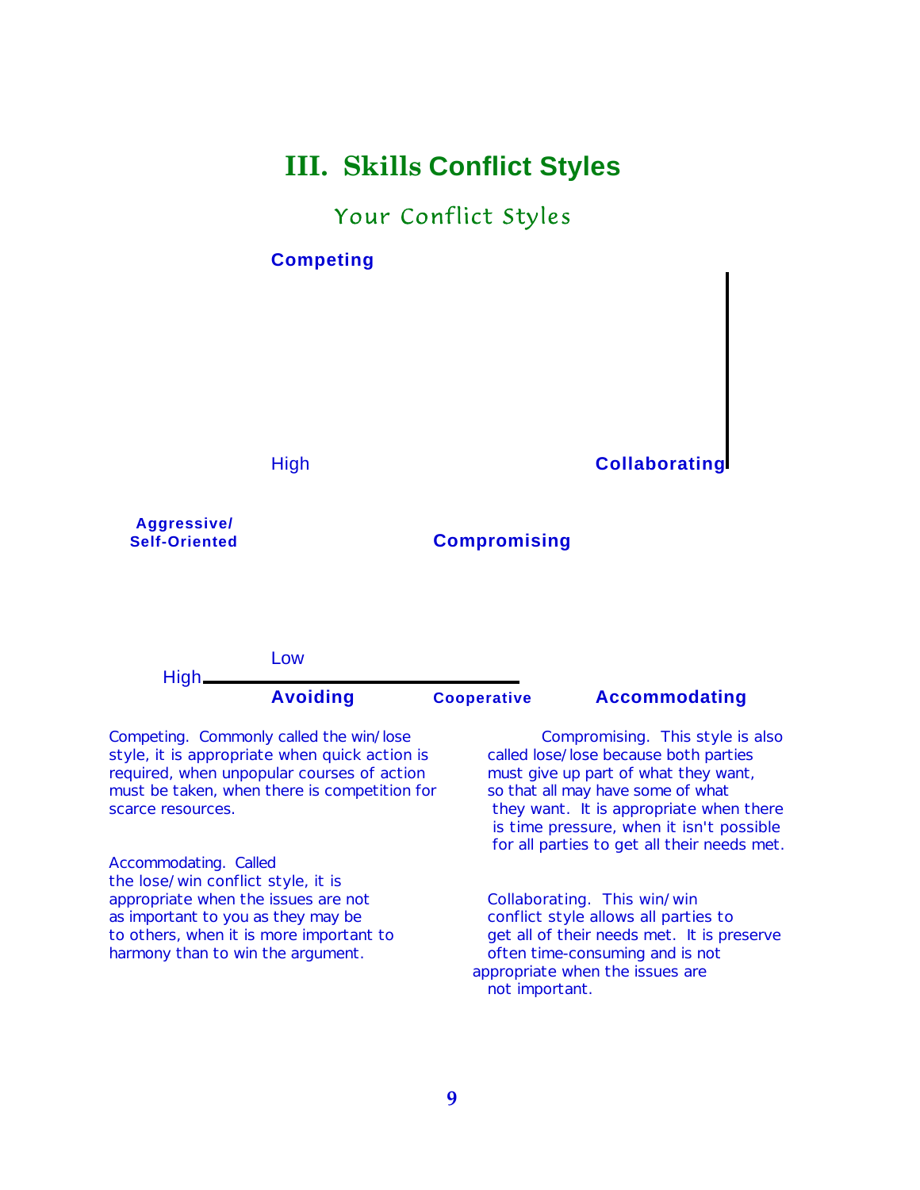# III. Skills Conflict Styles

## Your Conflict Styles

**Competing**

High **Collaborating**

**Aggressive/ Self-Oriented** **Compromising**

Low

High

**Avoiding** **Cooperative** **Accommodating**

Competing. Commonly called the win/lose style, it is appropriate when quick action is required, when unpopular courses of action must be taken, when there is competition for scarce resources.

Accommodating. Called the lose/win conflict style, it is appropriate when the issues are not as important to you as they may be to others, when it is more important to harmony than to win the argument.

Compromising. This style is also called lose/lose because both parties must give up part of what they want, so that all may have some of what they want. It is appropriate when there is time pressure, when it isn't possible for all parties to get all their needs met.

Collaborating. This win/win conflict style allows all parties to get all of their needs met. It is preserve often time-consuming and is not appropriate when the issues are not important.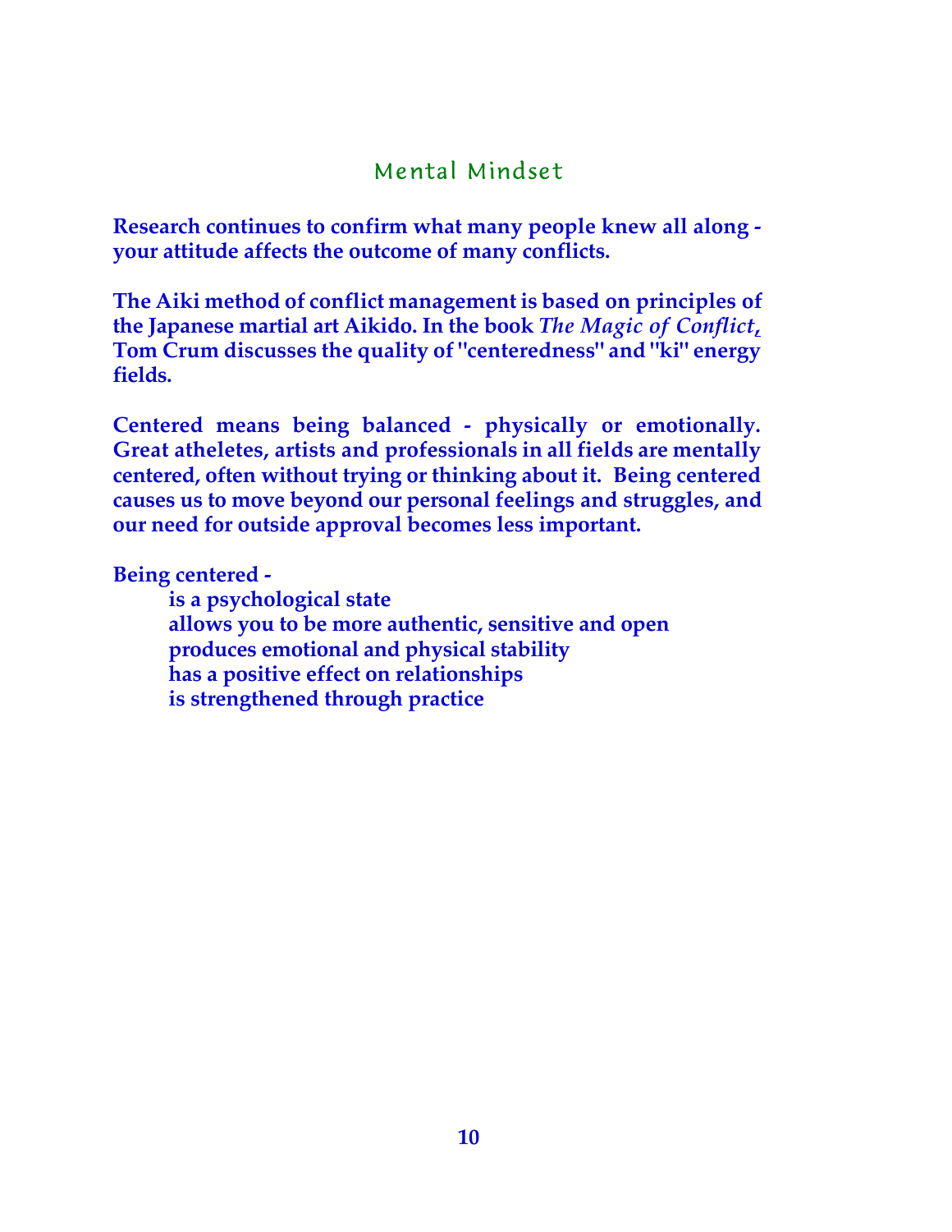# Mental Mindset

**Research continues to confirm what many people knew all along - your attitude affects the outcome of many conflicts.**

**The Aiki method of conflict management is based on principles of the Japanese martial art Aikido. In the book *The Magic of Conflict*, Tom Crum discusses the quality of "centeredness" and "ki" energy fields.**

**Centered means being balanced - physically or emotionally. Great atheletes, artists and professionals in all fields are mentally centered, often without trying or thinking about it. Being centered causes us to move beyond our personal feelings and struggles, and our need for outside approval becomes less important.**

**Being centered -**

- **is a psychological state**
- **allows you to be more authentic, sensitive and open**
- **produces emotional and physical stability**
- **has a positive effect on relationships**
- **is strengthened through practice**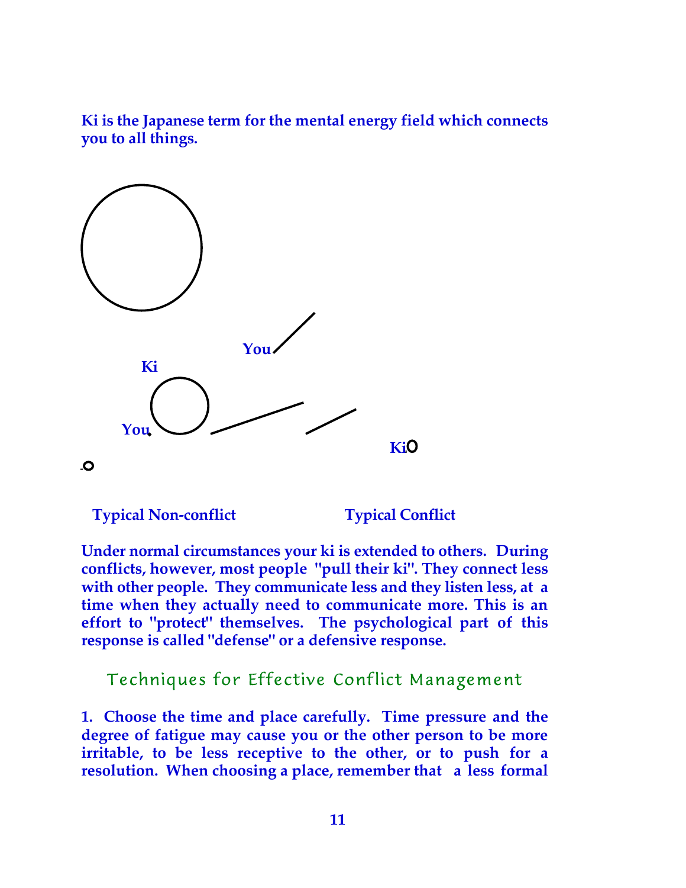**Ki is the Japanese term for the mental energy field which connects you to all things.**

You

Ki

You

Ki

**Typical Non-conflict** **Typical Conflict**

**Under normal circumstances your ki is extended to others. During conflicts, however, most people "pull their ki". They connect less with other people. They communicate less and they listen less, at a time when they actually need to communicate more. This is an effort to "protect" themselves. The psychological part of this response is called "defense" or a defensive response.**

## Techniques for Effective Conflict Management

**1. Choose the time and place carefully. Time pressure and the degree of fatigue may cause you or the other person to be more irritable, to be less receptive to the other, or to push for a resolution. When choosing a place, remember that a less formal**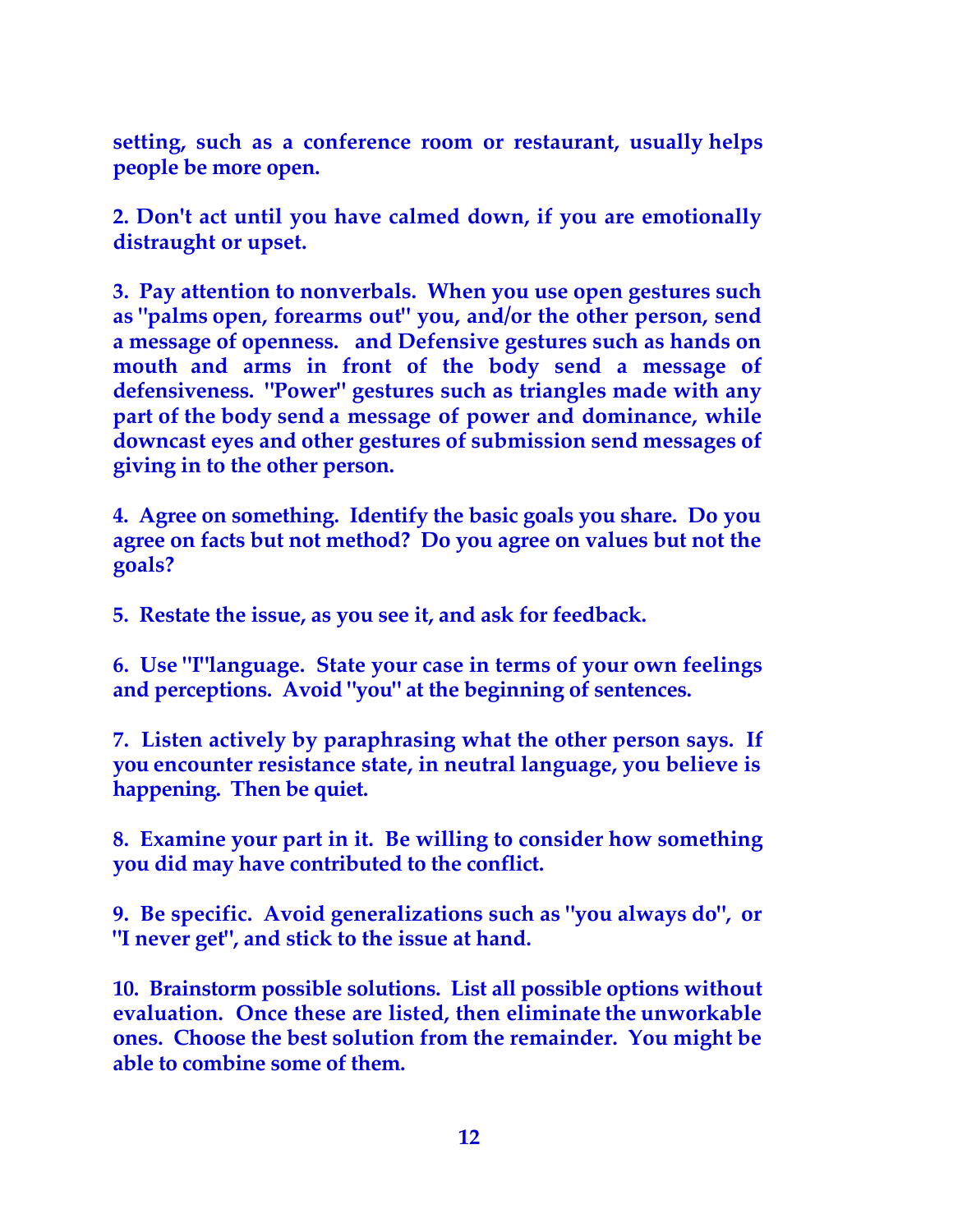**setting, such as a conference room or restaurant, usually helps people be more open.**

**2. Don't act until you have calmed down, if you are emotionally distraught or upset.**

**3. Pay attention to nonverbals. When you use open gestures such as "palms open, forearms out" you, and/or the other person, send a message of openness. and Defensive gestures such as hands on mouth and arms in front of the body send a message of defensiveness. "Power" gestures such as triangles made with any part of the body send a message of power and dominance, while downcast eyes and other gestures of submission send messages of giving in to the other person.**

**4. Agree on something. Identify the basic goals you share. Do you agree on facts but not method? Do you agree on values but not the goals?**

**5. Restate the issue, as you see it, and ask for feedback.**

**6. Use "I"language. State your case in terms of your own feelings and perceptions. Avoid "you" at the beginning of sentences.**

**7. Listen actively by paraphrasing what the other person says. If you encounter resistance state, in neutral language, you believe is happening. Then be quiet.**

**8. Examine your part in it. Be willing to consider how something you did may have contributed to the conflict.**

**9. Be specific. Avoid generalizations such as "you always do", or "I never get", and stick to the issue at hand.**

**10. Brainstorm possible solutions. List all possible options without evaluation. Once these are listed, then eliminate the unworkable ones. Choose the best solution from the remainder. You might be able to combine some of them.**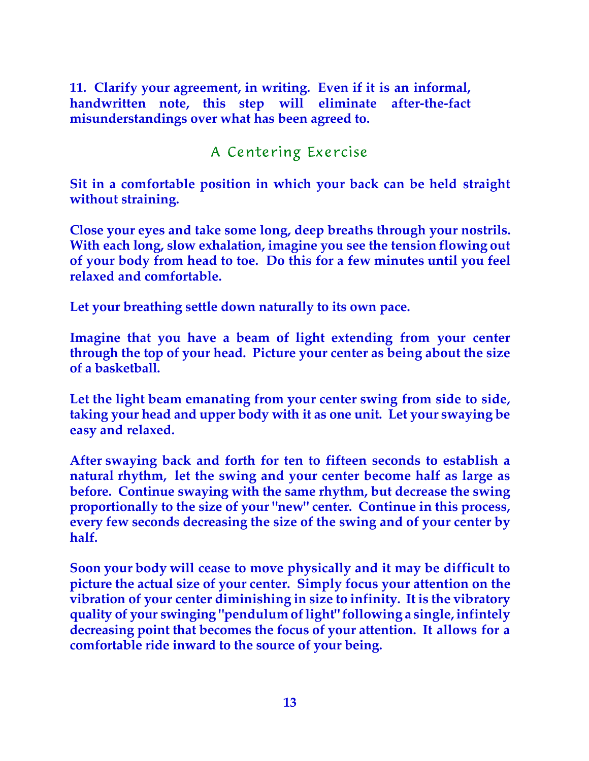**11. Clarify your agreement, in writing. Even if it is an informal, handwritten note, this step will eliminate after-the-fact misunderstandings over what has been agreed to.**

## A Centering Exercise

**Sit in a comfortable position in which your back can be held straight without straining.**

**Close your eyes and take some long, deep breaths through your nostrils. With each long, slow exhalation, imagine you see the tension flowing out of your body from head to toe. Do this for a few minutes until you feel relaxed and comfortable.**

**Let your breathing settle down naturally to its own pace.**

**Imagine that you have a beam of light extending from your center through the top of your head. Picture your center as being about the size of a basketball.**

**Let the light beam emanating from your center swing from side to side, taking your head and upper body with it as one unit. Let your swaying be easy and relaxed.**

**After swaying back and forth for ten to fifteen seconds to establish a natural rhythm, let the swing and your center become half as large as before. Continue swaying with the same rhythm, but decrease the swing proportionally to the size of your "new" center. Continue in this process, every few seconds decreasing the size of the swing and of your center by half.**

**Soon your body will cease to move physically and it may be difficult to picture the actual size of your center. Simply focus your attention on the vibration of your center diminishing in size to infinity. It is the vibratory quality of your swinging "pendulum of light" following a single, infintely decreasing point that becomes the focus of your attention. It allows for a comfortable ride inward to the source of your being.**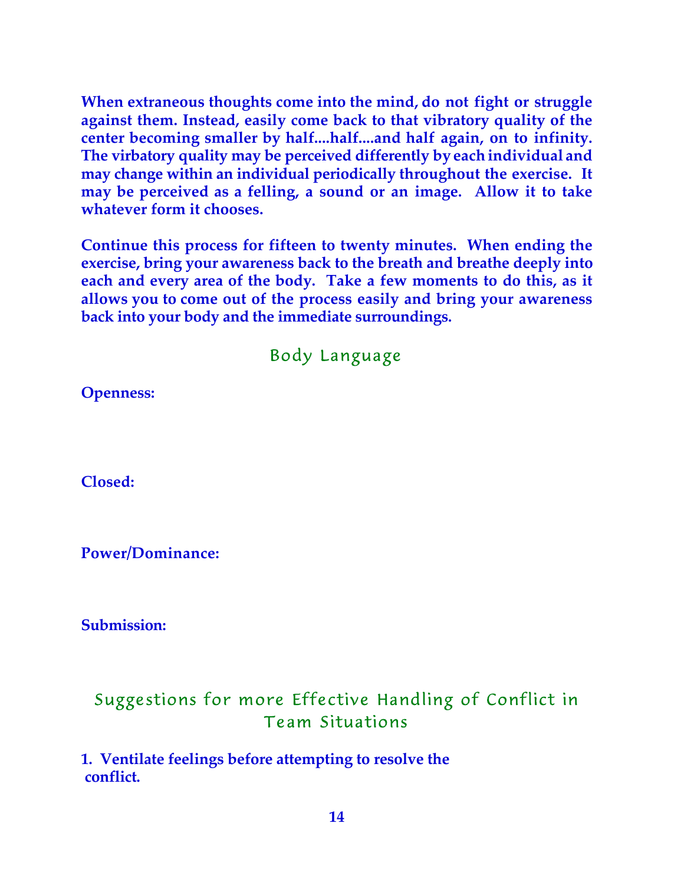**When extraneous thoughts come into the mind, do not fight or struggle against them. Instead, easily come back to that vibratory quality of the center becoming smaller by half....half....and half again, on to infinity. The virbatory quality may be perceived differently by each individual and may change within an individual periodically throughout the exercise. It may be perceived as a felling, a sound or an image. Allow it to take whatever form it chooses.**

**Continue this process for fifteen to twenty minutes. When ending the exercise, bring your awareness back to the breath and breathe deeply into each and every area of the body. Take a few moments to do this, as it allows you to come out of the process easily and bring your awareness back into your body and the immediate surroundings.**

## Body Language

**Openness:**

**Closed:**

**Power/Dominance:**

**Submission:**

## Suggestions for more Effective Handling of Conflict in Team Situations

**1. Ventilate feelings before attempting to resolve the conflict.**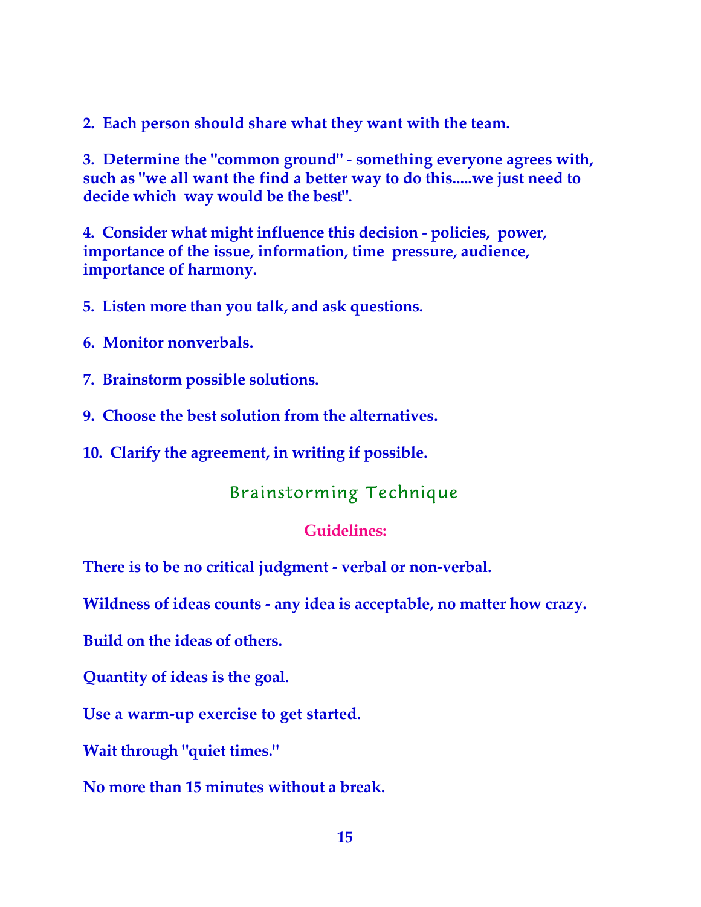**2. Each person should share what they want with the team.**

**3. Determine the "common ground" - something everyone agrees with, such as "we all want the find a better way to do this.....we just need to decide which way would be the best".**

**4. Consider what might influence this decision - policies, power, importance of the issue, information, time pressure, audience, importance of harmony.**

**5. Listen more than you talk, and ask questions.**

**6. Monitor nonverbals.**

**7. Brainstorm possible solutions.**

**9. Choose the best solution from the alternatives.**

**10. Clarify the agreement, in writing if possible.**

## Brainstorming Technique

**Guidelines:**

**There is to be no critical judgment - verbal or non-verbal.**

**Wildness of ideas counts - any idea is acceptable, no matter how crazy.**

**Build on the ideas of others.**

**Quantity of ideas is the goal.**

**Use a warm-up exercise to get started.**

**Wait through "quiet times."**

**No more than 15 minutes without a break.**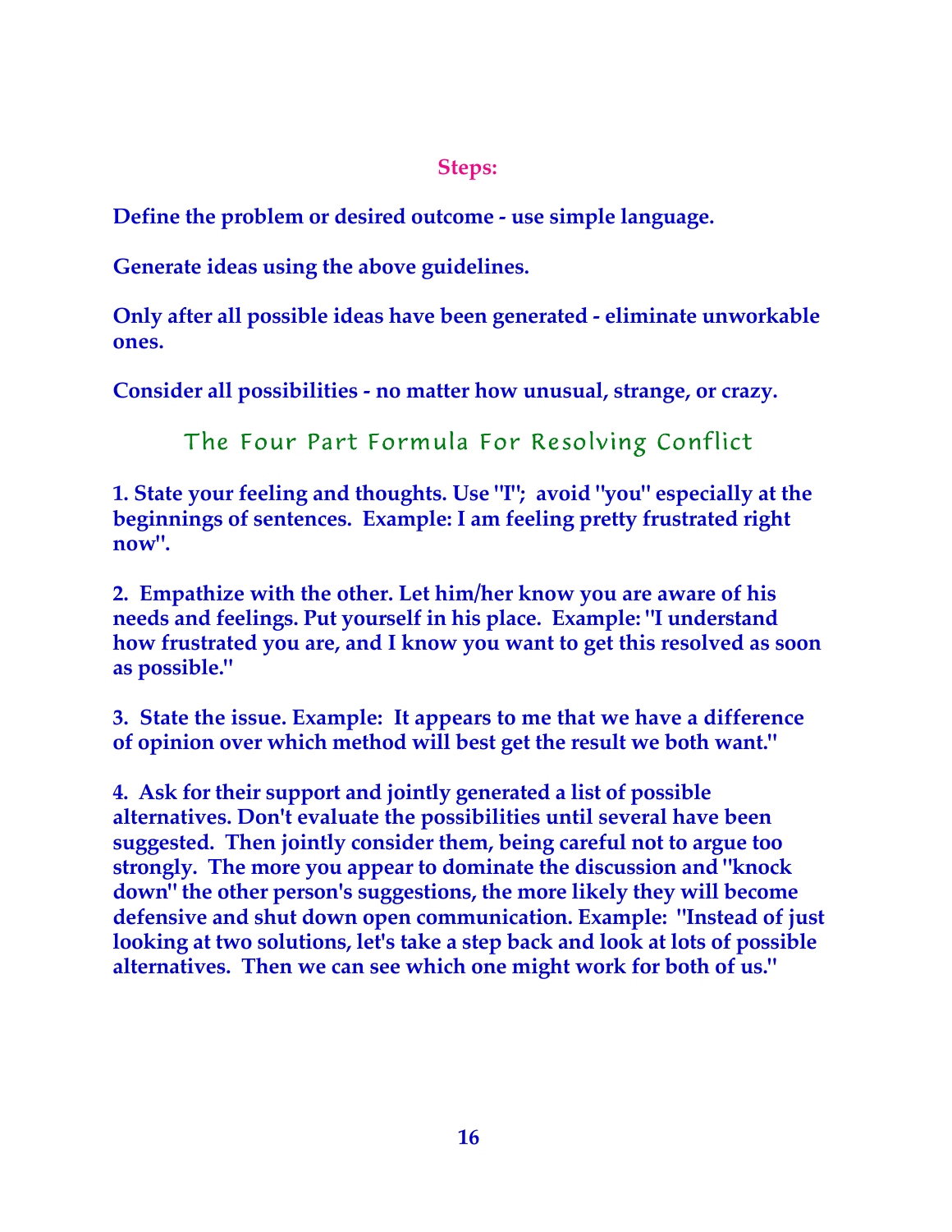**Steps:**

**Define the problem or desired outcome - use simple language.**

**Generate ideas using the above guidelines.**

**Only after all possible ideas have been generated - eliminate unworkable ones.**

**Consider all possibilities - no matter how unusual, strange, or crazy.**

## The Four Part Formula For Resolving Conflict

**1. State your feeling and thoughts. Use "I"; avoid "you" especially at the beginnings of sentences. Example: I am feeling pretty frustrated right now".**

**2. Empathize with the other. Let him/her know you are aware of his needs and feelings. Put yourself in his place. Example: "I understand how frustrated you are, and I know you want to get this resolved as soon as possible."**

**3. State the issue. Example: It appears to me that we have a difference of opinion over which method will best get the result we both want."**

**4. Ask for their support and jointly generated a list of possible alternatives. Don't evaluate the possibilities until several have been suggested. Then jointly consider them, being careful not to argue too strongly. The more you appear to dominate the discussion and "knock down" the other person's suggestions, the more likely they will become defensive and shut down open communication. Example: "Instead of just looking at two solutions, let's take a step back and look at lots of possible alternatives. Then we can see which one might work for both of us."**